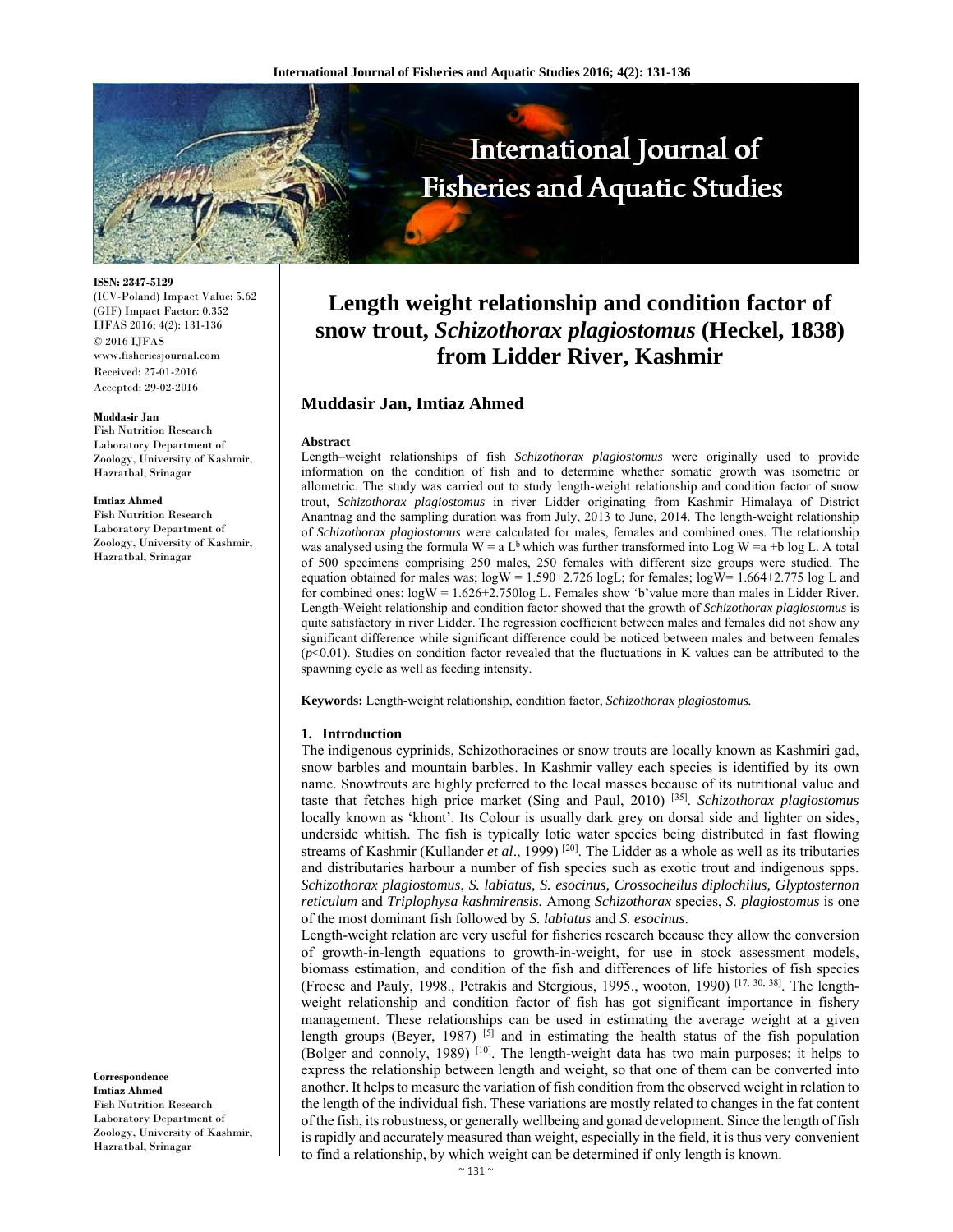ISSN: 2347-5129
(ICV-Poland) Impact Value: 5.62
(GIF) Impact Factor: 0.352
IJFAS 2016; 4(2): 131-136
© 2016 IJFAS
www.fisheriesjournal.com
Received: 27-01-2016
Accepted: 29-02-2016

**Muddasir Jan**
Fish Nutrition Research Laboratory Department of Zoology, University of Kashmir, Hazratbal, Srinagar

**Imtiaz Ahmed**
Fish Nutrition Research Laboratory Department of Zoology, University of Kashmir, Hazratbal, Srinagar

**Correspondence**
**Imtiaz Ahmed**
Fish Nutrition Research Laboratory Department of Zoology, University of Kashmir, Hazratbal, Srinagar

# Length weight relationship and condition factor of snow trout, *Schizothorax plagiostomus* (Heckel, 1838) from Lidder River, Kashmir

## Muddasir Jan, Imtiaz Ahmed

### Abstract

Length–weight relationships of fish *Schizothorax plagiostomus* were originally used to provide information on the condition of fish and to determine whether somatic growth was isometric or allometric. The study was carried out to study length-weight relationship and condition factor of snow trout, *Schizothorax plagiostomus* in river Lidder originating from Kashmir Himalaya of District Anantnag and the sampling duration was from July, 2013 to June, 2014. The length-weight relationship of *Schizothorax plagiostomus* were calculated for males, females and combined ones. The relationship was analysed using the formula $W = a L^b$ which was further transformed into $\text{Log } W = a + b \log L$. A total of 500 specimens comprising 250 males, 250 females with different size groups were studied. The equation obtained for males was; $\log W = 1.590+2.726 \log L$; for females; $\log W= 1.664+2.775 \log L$ and for combined ones: $\log W = 1.626+2.750 \log L$. Females show 'b'value more than males in Lidder River. Length-Weight relationship and condition factor showed that the growth of *Schizothorax plagiostomus* is quite satisfactory in river Lidder. The regression coefficient between males and females did not show any significant difference while significant difference could be noticed between males and between females ($p<0.01$). Studies on condition factor revealed that the fluctuations in K values can be attributed to the spawning cycle as well as feeding intensity.

**Keywords:** Length-weight relationship, condition factor, *Schizothorax plagiostomus.*

## 1. Introduction

The indigenous cyprinids, Schizothoracines or snow trouts are locally known as Kashmiri gad, snow barbles and mountain barbles. In Kashmir valley each species is identified by its own name. Snowtrouts are highly preferred to the local masses because of its nutritional value and taste that fetches high price market (Sing and Paul, 2010) [35]. *Schizothorax plagiostomus* locally known as 'khont'. Its Colour is usually dark grey on dorsal side and lighter on sides, underside whitish. The fish is typically lotic water species being distributed in fast flowing streams of Kashmir (Kullander *et al*., 1999) [20]. The Lidder as a whole as well as its tributaries and distributaries harbour a number of fish species such as exotic trout and indigenous spps. *Schizothorax plagiostomus*, *S. labiatus, S. esocinus, Crossocheilus diplochilus, Glyptosternon reticulum* and *Triplophysa kashmirensis.* Among *Schizothorax* species, *S. plagiostomus* is one of the most dominant fish followed by *S. labiatus* and *S. esocinus*.

Length-weight relation are very useful for fisheries research because they allow the conversion of growth-in-length equations to growth-in-weight, for use in stock assessment models, biomass estimation, and condition of the fish and differences of life histories of fish species (Froese and Pauly, 1998., Petrakis and Stergious, 1995., wooton, 1990) [17, 30, 38]. The length-weight relationship and condition factor of fish has got significant importance in fishery management. These relationships can be used in estimating the average weight at a given length groups (Beyer, 1987) [5] and in estimating the health status of the fish population (Bolger and connoly, 1989) [10]. The length-weight data has two main purposes; it helps to express the relationship between length and weight, so that one of them can be converted into another. It helps to measure the variation of fish condition from the observed weight in relation to the length of the individual fish. These variations are mostly related to changes in the fat content of the fish, its robustness, or generally wellbeing and gonad development. Since the length of fish is rapidly and accurately measured than weight, especially in the field, it is thus very convenient to find a relationship, by which weight can be determined if only length is known.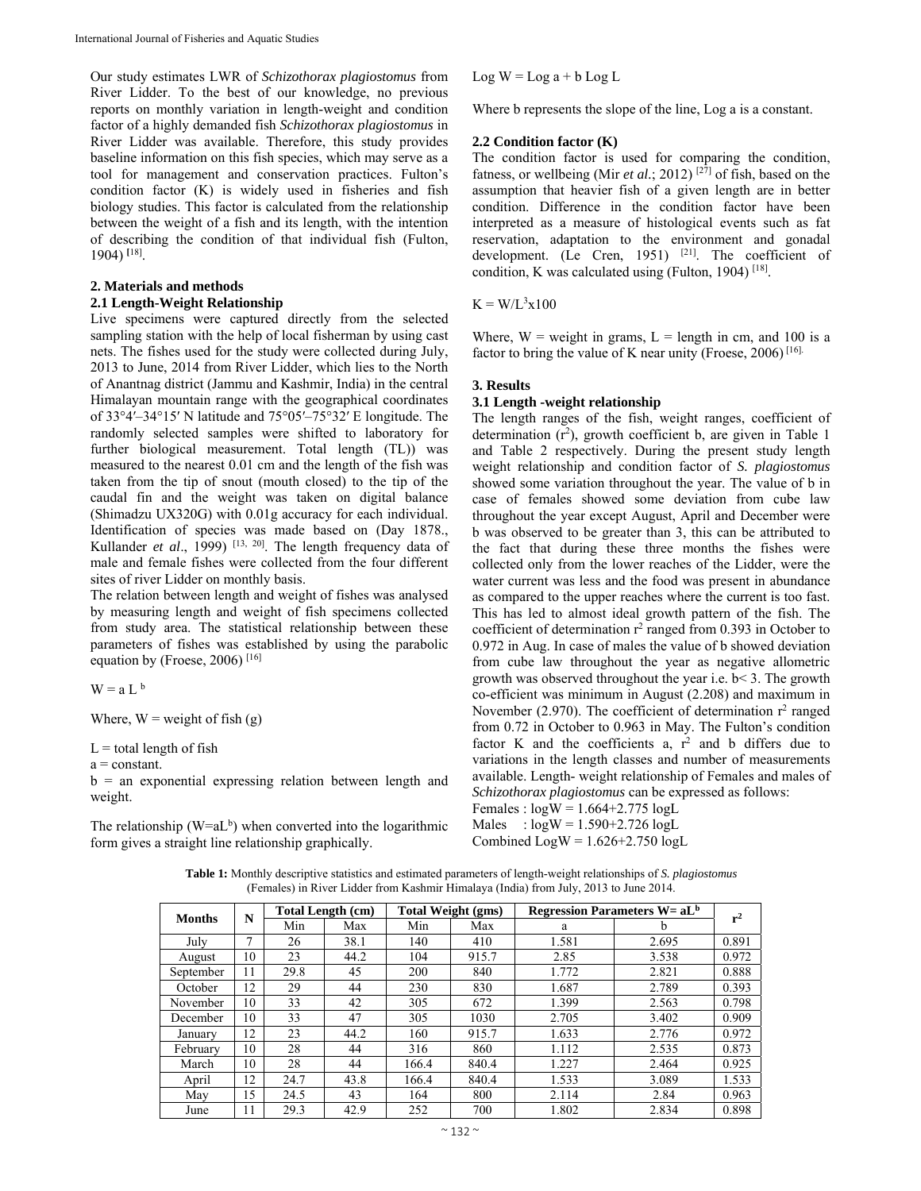Our study estimates LWR of *Schizothorax plagiostomus* from River Lidder. To the best of our knowledge, no previous reports on monthly variation in length-weight and condition factor of a highly demanded fish *Schizothorax plagiostomus* in River Lidder was available. Therefore, this study provides baseline information on this fish species, which may serve as a tool for management and conservation practices. Fulton's condition factor (K) is widely used in fisheries and fish biology studies. This factor is calculated from the relationship between the weight of a fish and its length, with the intention of describing the condition of that individual fish (Fulton, 1904) [18].

## 2. Materials and methods

### 2.1 Length-Weight Relationship

Live specimens were captured directly from the selected sampling station with the help of local fisherman by using cast nets. The fishes used for the study were collected during July, 2013 to June, 2014 from River Lidder, which lies to the North of Anantnag district (Jammu and Kashmir, India) in the central Himalayan mountain range with the geographical coordinates of 33°4′–34°15′ N latitude and 75°05′–75°32′ E longitude. The randomly selected samples were shifted to laboratory for further biological measurement. Total length (TL)) was measured to the nearest 0.01 cm and the length of the fish was taken from the tip of snout (mouth closed) to the tip of the caudal fin and the weight was taken on digital balance (Shimadzu UX320G) with 0.01g accuracy for each individual. Identification of species was made based on (Day 1878., Kullander *et al*., 1999) [13, 20]. The length frequency data of male and female fishes were collected from the four different sites of river Lidder on monthly basis.

The relation between length and weight of fishes was analysed by measuring length and weight of fish specimens collected from study area. The statistical relationship between these parameters of fishes was established by using the parabolic equation by (Froese, 2006) [16]

$$W = a L^{b}$$

Where, W = weight of fish (g)

L = total length of fish

a = constant.

b = an exponential expressing relation between length and weight.

The relationship ($W=aL^b$) when converted into the logarithmic form gives a straight line relationship graphically.

$$\text{Log } W = \text{Log } a + b \text{ Log } L$$

Where b represents the slope of the line, Log a is a constant.

### 2.2 Condition factor (K)

The condition factor is used for comparing the condition, fatness, or wellbeing (Mir *et al*.; 2012) [27] of fish, based on the assumption that heavier fish of a given length are in better condition. Difference in the condition factor have been interpreted as a measure of histological events such as fat reservation, adaptation to the environment and gonadal development. (Le Cren, 1951) [21]. The coefficient of condition, K was calculated using (Fulton, 1904) [18].

$$K = W/L^3 \times 100$$

Where, W = weight in grams, L = length in cm, and 100 is a factor to bring the value of K near unity (Froese, 2006) [16].

## 3. Results

### 3.1 Length -weight relationship

The length ranges of the fish, weight ranges, coefficient of determination ($r^2$), growth coefficient b, are given in Table 1 and Table 2 respectively. During the present study length weight relationship and condition factor of *S. plagiostomus* showed some variation throughout the year. The value of b in case of females showed some deviation from cube law throughout the year except August, April and December were b was observed to be greater than 3, this can be attributed to the fact that during these three months the fishes were collected only from the lower reaches of the Lidder, were the water current was less and the food was present in abundance as compared to the upper reaches where the current is too fast. This has led to almost ideal growth pattern of the fish. The coefficient of determination $r^2$ ranged from 0.393 in October to 0.972 in Aug. In case of males the value of b showed deviation from cube law throughout the year as negative allometric growth was observed throughout the year i.e. $b< 3$. The growth co-efficient was minimum in August (2.208) and maximum in November (2.970). The coefficient of determination $r^2$ ranged from 0.72 in October to 0.963 in May. The Fulton's condition factor K and the coefficients a, $r^2$ and b differs due to variations in the length classes and number of measurements available. Length- weight relationship of Females and males of *Schizothorax plagiostomus* can be expressed as follows:

Females : $\log W = 1.664+2.775 \log L$

Males : $\log W = 1.590+2.726 \log L$

Combined $\text{Log} W = 1.626+2.750 \log L$

**Table 1:** Monthly descriptive statistics and estimated parameters of length-weight relationships of *S. plagiostomus* (Females) in River Lidder from Kashmir Himalaya (India) from July, 2013 to June 2014.

| Months | N | Total Length (cm) | | Total Weight (gms) | | Regression Parameters $W= aL^b$ | | $r^2$ |
|---|---|---|---|---|---|---|---|---|
| | | Min | Max | Min | Max | a | b | |
| July | 7 | 26 | 38.1 | 140 | 410 | 1.581 | 2.695 | 0.891 |
| August | 10 | 23 | 44.2 | 104 | 915.7 | 2.85 | 3.538 | 0.972 |
| September | 11 | 29.8 | 45 | 200 | 840 | 1.772 | 2.821 | 0.888 |
| October | 12 | 29 | 44 | 230 | 830 | 1.687 | 2.789 | 0.393 |
| November | 10 | 33 | 42 | 305 | 672 | 1.399 | 2.563 | 0.798 |
| December | 10 | 33 | 47 | 305 | 1030 | 2.705 | 3.402 | 0.909 |
| January | 12 | 23 | 44.2 | 160 | 915.7 | 1.633 | 2.776 | 0.972 |
| February | 10 | 28 | 44 | 316 | 860 | 1.112 | 2.535 | 0.873 |
| March | 10 | 28 | 44 | 166.4 | 840.4 | 1.227 | 2.464 | 0.925 |
| April | 12 | 24.7 | 43.8 | 166.4 | 840.4 | 1.533 | 3.089 | 1.533 |
| May | 15 | 24.5 | 43 | 164 | 800 | 2.114 | 2.84 | 0.963 |
| June | 11 | 29.3 | 42.9 | 252 | 700 | 1.802 | 2.834 | 0.898 |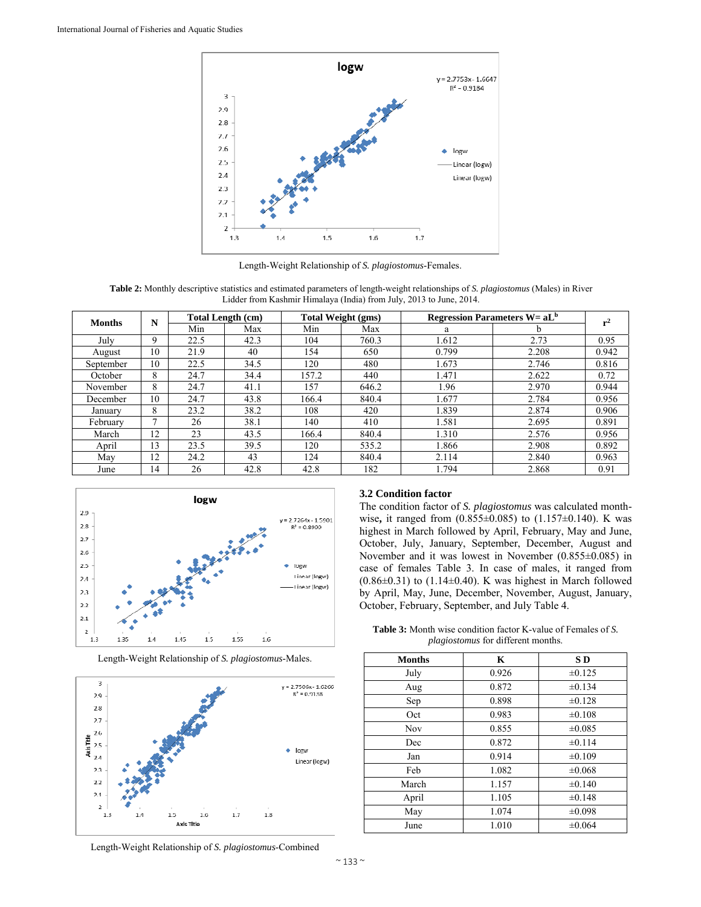Length-Weight Relationship of *S. plagiostomus*-Females.

**Table 2:** Monthly descriptive statistics and estimated parameters of length-weight relationships of *S. plagiostomus* (Males) in River Lidder from Kashmir Himalaya (India) from July, 2013 to June, 2014.

| Months | N | Total Length (cm) | | Total Weight (gms) | | Regression Parameters $W= aL^b$ | | $r^2$ |
|---|---|---|---|---|---|---|---|---|
| | | Min | Max | Min | Max | a | b | |
| July | 9 | 22.5 | 42.3 | 104 | 760.3 | 1.612 | 2.73 | 0.95 |
| August | 10 | 21.9 | 40 | 154 | 650 | 0.799 | 2.208 | 0.942 |
| September | 10 | 22.5 | 34.5 | 120 | 480 | 1.673 | 2.746 | 0.816 |
| October | 8 | 24.7 | 34.4 | 157.2 | 440 | 1.471 | 2.622 | 0.72 |
| November | 8 | 24.7 | 41.1 | 157 | 646.2 | 1.96 | 2.970 | 0.944 |
| December | 10 | 24.7 | 43.8 | 166.4 | 840.4 | 1.677 | 2.784 | 0.956 |
| January | 8 | 23.2 | 38.2 | 108 | 420 | 1.839 | 2.874 | 0.906 |
| February | 7 | 26 | 38.1 | 140 | 410 | 1.581 | 2.695 | 0.891 |
| March | 12 | 23 | 43.5 | 166.4 | 840.4 | 1.310 | 2.576 | 0.956 |
| April | 13 | 23.5 | 39.5 | 120 | 535.2 | 1.866 | 2.908 | 0.892 |
| May | 12 | 24.2 | 43 | 124 | 840.4 | 2.114 | 2.840 | 0.963 |
| June | 14 | 26 | 42.8 | 42.8 | 182 | 1.794 | 2.868 | 0.91 |

Length-Weight Relationship of *S. plagiostomus*-Males.

Length-Weight Relationship of *S. plagiostomus*-Combined

### 3.2 Condition factor

The condition factor of *S. plagiostomus* was calculated month-wise**,** it ranged from (0.855±0.085) to (1.157±0.140). K was highest in March followed by April, February, May and June, October, July, January, September, December, August and November and it was lowest in November (0.855±0.085) in case of females Table 3. In case of males, it ranged from (0.86±0.31) to (1.14±0.40). K was highest in March followed by April, May, June, December, November, August, January, October, February, September, and July Table 4.

**Table 3:** Month wise condition factor K-value of Females of *S. plagiostomus* for different months.

| Months | K | S D |
|---|---|---|
| July | 0.926 | ±0.125 |
| Aug | 0.872 | ±0.134 |
| Sep | 0.898 | ±0.128 |
| Oct | 0.983 | ±0.108 |
| Nov | 0.855 | ±0.085 |
| Dec | 0.872 | ±0.114 |
| Jan | 0.914 | ±0.109 |
| Feb | 1.082 | ±0.068 |
| March | 1.157 | ±0.140 |
| April | 1.105 | ±0.148 |
| May | 1.074 | ±0.098 |
| June | 1.010 | ±0.064 |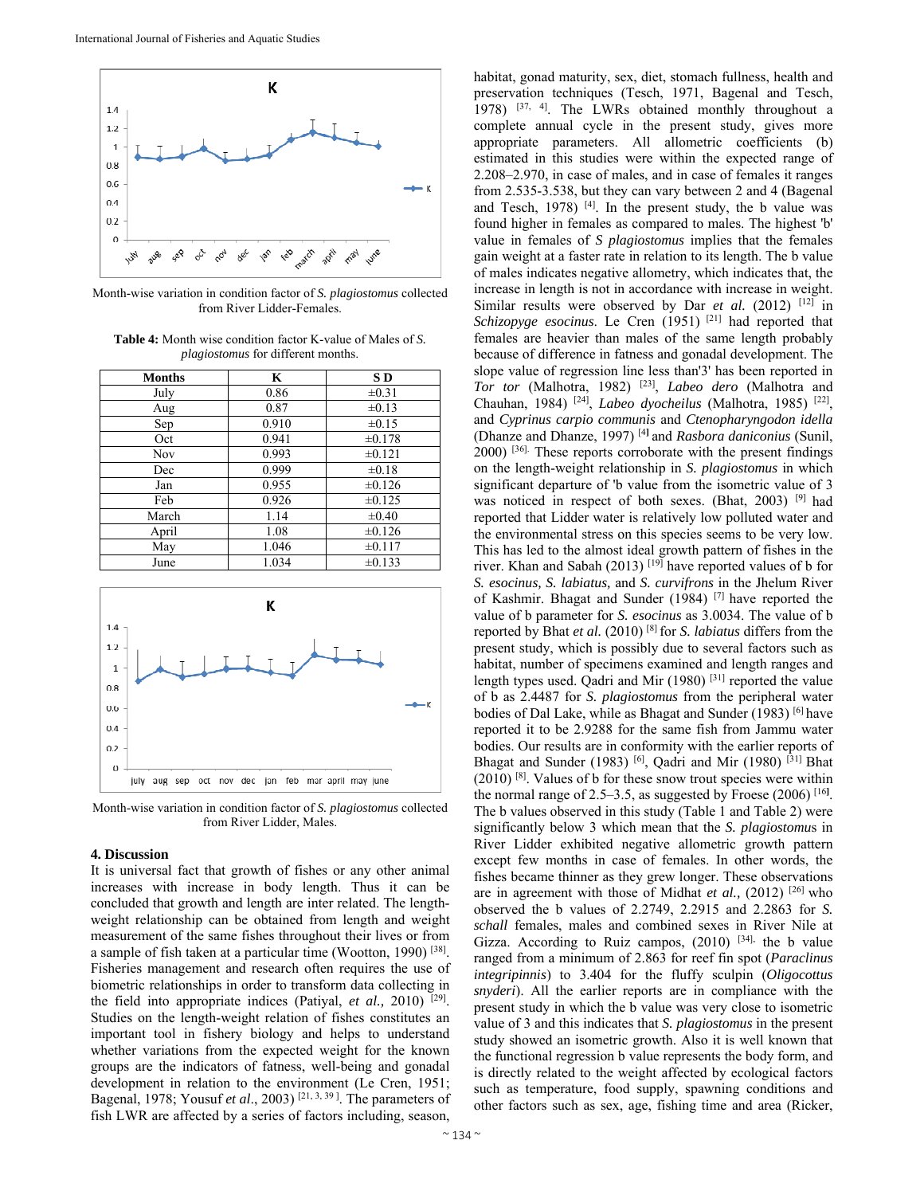Month-wise variation in condition factor of *S. plagiostomus* collected from River Lidder-Females.

**Table 4:** Month wise condition factor K-value of Males of *S. plagiostomus* for different months.

| Months | K | S D |
|---|---|---|
| July | 0.86 | ±0.31 |
| Aug | 0.87 | ±0.13 |
| Sep | 0.910 | ±0.15 |
| Oct | 0.941 | ±0.178 |
| Nov | 0.993 | ±0.121 |
| Dec | 0.999 | ±0.18 |
| Jan | 0.955 | ±0.126 |
| Feb | 0.926 | ±0.125 |
| March | 1.14 | ±0.40 |
| April | 1.08 | ±0.126 |
| May | 1.046 | ±0.117 |
| June | 1.034 | ±0.133 |

Month-wise variation in condition factor of *S. plagiostomus* collected from River Lidder, Males.

## 4. Discussion

It is universal fact that growth of fishes or any other animal increases with increase in body length. Thus it can be concluded that growth and length are inter related. The length-weight relationship can be obtained from length and weight measurement of the same fishes throughout their lives or from a sample of fish taken at a particular time (Wootton, 1990) [38]. Fisheries management and research often requires the use of biometric relationships in order to transform data collecting in the field into appropriate indices (Patiyal, *et al.,* 2010) [29]. Studies on the length-weight relation of fishes constitutes an important tool in fishery biology and helps to understand whether variations from the expected weight for the known groups are the indicators of fatness, well-being and gonadal development in relation to the environment (Le Cren, 1951; Bagenal, 1978; Yousuf *et al*., 2003) [21, 3, 39]. The parameters of fish LWR are affected by a series of factors including, season, habitat, gonad maturity, sex, diet, stomach fullness, health and preservation techniques (Tesch, 1971, Bagenal and Tesch, 1978) [37, 4]. The LWRs obtained monthly throughout a complete annual cycle in the present study, gives more appropriate parameters. All allometric coefficients (b) estimated in this studies were within the expected range of 2.208–2.970, in case of males, and in case of females it ranges from 2.535-3.538, but they can vary between 2 and 4 (Bagenal and Tesch, 1978) [4]. In the present study, the b value was found higher in females as compared to males. The highest 'b' value in females of *S plagiostomus* implies that the females gain weight at a faster rate in relation to its length. The b value of males indicates negative allometry, which indicates that, the increase in length is not in accordance with increase in weight. Similar results were observed by Dar *et al.* (2012) [12] in *Schizopyge esocinus*. Le Cren (1951) [21] had reported that females are heavier than males of the same length probably because of difference in fatness and gonadal development. The slope value of regression line less than'3' has been reported in *Tor tor* (Malhotra, 1982) [23], *Labeo dero* (Malhotra and Chauhan, 1984) [24], *Labeo dyocheilus* (Malhotra, 1985) [22], and *Cyprinus carpio communis* and *Ctenopharyngodon idella* (Dhanze and Dhanze, 1997) [4] and *Rasbora daniconius* (Sunil, 2000) [36]. These reports corroborate with the present findings on the length-weight relationship in *S. plagiostomus* in which significant departure of 'b value from the isometric value of 3 was noticed in respect of both sexes. (Bhat, 2003) [9] had reported that Lidder water is relatively low polluted water and the environmental stress on this species seems to be very low. This has led to the almost ideal growth pattern of fishes in the river. Khan and Sabah (2013) [19] have reported values of b for *S. esocinus, S. labiatus,* and *S. curvifrons* in the Jhelum River of Kashmir. Bhagat and Sunder (1984) [7] have reported the value of b parameter for *S. esocinus* as 3.0034. The value of b reported by Bhat *et al.* (2010) [8] for *S. labiatus* differs from the present study, which is possibly due to several factors such as habitat, number of specimens examined and length ranges and length types used. Qadri and Mir (1980) [31] reported the value of b as 2.4487 for *S. plagiostomus* from the peripheral water bodies of Dal Lake, while as Bhagat and Sunder (1983) [6] have reported it to be 2.9288 for the same fish from Jammu water bodies. Our results are in conformity with the earlier reports of Bhagat and Sunder (1983) [6], Qadri and Mir (1980) [31] Bhat (2010) [8]. Values of b for these snow trout species were within the normal range of 2.5–3.5, as suggested by Froese (2006) [16]. The b values observed in this study (Table 1 and Table 2) were significantly below 3 which mean that the *S. plagiostomus* in River Lidder exhibited negative allometric growth pattern except few months in case of females. In other words, the fishes became thinner as they grew longer. These observations are in agreement with those of Midhat *et al.,* (2012) [26] who observed the b values of 2.2749, 2.2915 and 2.2863 for *S. schall* females, males and combined sexes in River Nile at Gizza. According to Ruiz campos, (2010) [34], the b value ranged from a minimum of 2.863 for reef fin spot (*Paraclinus integripinnis*) to 3.404 for the fluffy sculpin (*Oligocottus snyderi*). All the earlier reports are in compliance with the present study in which the b value was very close to isometric value of 3 and this indicates that *S. plagiostomus* in the present study showed an isometric growth. Also it is well known that the functional regression b value represents the body form, and is directly related to the weight affected by ecological factors such as temperature, food supply, spawning conditions and other factors such as sex, age, fishing time and area (Ricker,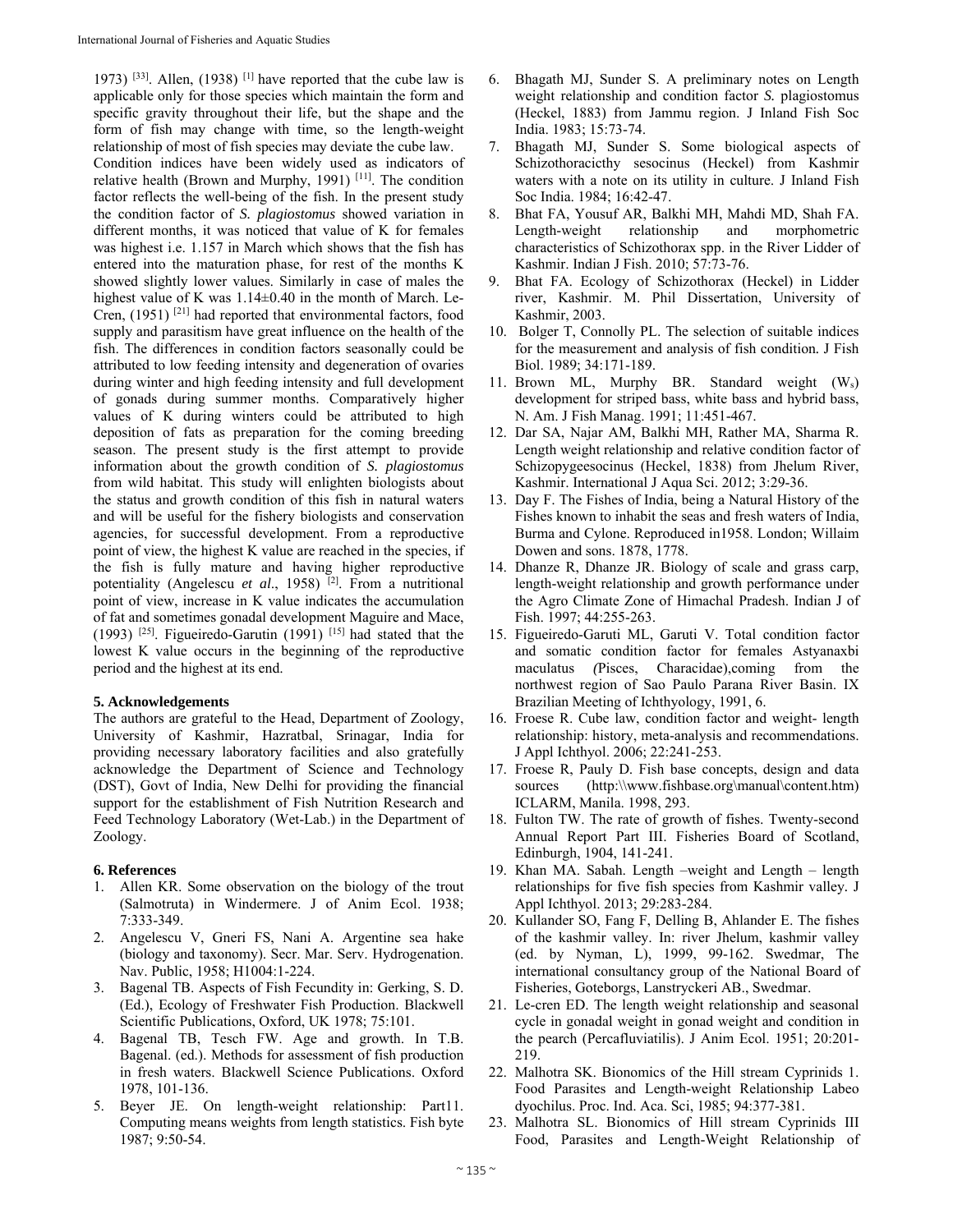1973) [33]. Allen, (1938) [1] have reported that the cube law is applicable only for those species which maintain the form and specific gravity throughout their life, but the shape and the form of fish may change with time, so the length-weight relationship of most of fish species may deviate the cube law.

Condition indices have been widely used as indicators of relative health (Brown and Murphy, 1991) [11]. The condition factor reflects the well-being of the fish. In the present study the condition factor of *S. plagiostomus* showed variation in different months, it was noticed that value of K for females was highest i.e. 1.157 in March which shows that the fish has entered into the maturation phase, for rest of the months K showed slightly lower values. Similarly in case of males the highest value of K was 1.14±0.40 in the month of March. Le-Cren, (1951) [21] had reported that environmental factors, food supply and parasitism have great influence on the health of the fish. The differences in condition factors seasonally could be attributed to low feeding intensity and degeneration of ovaries during winter and high feeding intensity and full development of gonads during summer months. Comparatively higher values of K during winters could be attributed to high deposition of fats as preparation for the coming breeding season. The present study is the first attempt to provide information about the growth condition of *S. plagiostomus* from wild habitat. This study will enlighten biologists about the status and growth condition of this fish in natural waters and will be useful for the fishery biologists and conservation agencies, for successful development. From a reproductive point of view, the highest K value are reached in the species, if the fish is fully mature and having higher reproductive potentiality (Angelescu *et al*., 1958) [2]. From a nutritional point of view, increase in K value indicates the accumulation of fat and sometimes gonadal development Maguire and Mace, (1993) [25]. Figueiredo-Garutin (1991) [15] had stated that the lowest K value occurs in the beginning of the reproductive period and the highest at its end.

## 5. Acknowledgements

The authors are grateful to the Head, Department of Zoology, University of Kashmir, Hazratbal, Srinagar, India for providing necessary laboratory facilities and also gratefully acknowledge the Department of Science and Technology (DST), Govt of India, New Delhi for providing the financial support for the establishment of Fish Nutrition Research and Feed Technology Laboratory (Wet-Lab.) in the Department of Zoology.

## 6. References

1. Allen KR. Some observation on the biology of the trout (Salmotruta) in Windermere. J of Anim Ecol. 1938; 7:333-349.
2. Angelescu V, Gneri FS, Nani A. Argentine sea hake (biology and taxonomy). Secr. Mar. Serv. Hydrogenation. Nav. Public, 1958; H1004:1-224.
3. Bagenal TB. Aspects of Fish Fecundity in: Gerking, S. D. (Ed.), Ecology of Freshwater Fish Production. Blackwell Scientific Publications, Oxford, UK 1978; 75:101.
4. Bagenal TB, Tesch FW. Age and growth. In T.B. Bagenal. (ed.). Methods for assessment of fish production in fresh waters. Blackwell Science Publications. Oxford 1978, 101-136.
5. Beyer JE. On length-weight relationship: Part11. Computing means weights from length statistics. Fish byte 1987; 9:50-54.
6. Bhagath MJ, Sunder S. A preliminary notes on Length weight relationship and condition factor *S.* plagiostomus (Heckel, 1883) from Jammu region. J Inland Fish Soc India. 1983; 15:73-74.
7. Bhagath MJ, Sunder S. Some biological aspects of Schizothoracicthy sesocinus (Heckel) from Kashmir waters with a note on its utility in culture. J Inland Fish Soc India. 1984; 16:42-47.
8. Bhat FA, Yousuf AR, Balkhi MH, Mahdi MD, Shah FA. Length-weight relationship and morphometric characteristics of Schizothorax spp. in the River Lidder of Kashmir. Indian J Fish. 2010; 57:73-76.
9. Bhat FA. Ecology of Schizothorax (Heckel) in Lidder river, Kashmir. M. Phil Dissertation, University of Kashmir, 2003.
10. Bolger T, Connolly PL. The selection of suitable indices for the measurement and analysis of fish condition. J Fish Biol. 1989; 34:171-189.
11. Brown ML, Murphy BR. Standard weight ($W_s$) development for striped bass, white bass and hybrid bass, N. Am. J Fish Manag. 1991; 11:451-467.
12. Dar SA, Najar AM, Balkhi MH, Rather MA, Sharma R. Length weight relationship and relative condition factor of Schizopygeesocinus (Heckel, 1838) from Jhelum River, Kashmir. International J Aqua Sci. 2012; 3:29-36.
13. Day F. The Fishes of India, being a Natural History of the Fishes known to inhabit the seas and fresh waters of India, Burma and Cylone. Reproduced in1958. London; Willaim Dowen and sons. 1878, 1778.
14. Dhanze R, Dhanze JR. Biology of scale and grass carp, length-weight relationship and growth performance under the Agro Climate Zone of Himachal Pradesh. Indian J of Fish. 1997; 44:255-263.
15. Figueiredo-Garuti ML, Garuti V. Total condition factor and somatic condition factor for females Astyanaxbi maculatus *(*Pisces, Characidae),coming from the northwest region of Sao Paulo Parana River Basin. IX Brazilian Meeting of Ichthyology, 1991, 6.
16. Froese R. Cube law, condition factor and weight- length relationship: history, meta-analysis and recommendations. J Appl Ichthyol. 2006; 22:241-253.
17. Froese R, Pauly D. Fish base concepts, design and data sources (http:\\www.fishbase.org\manual\content.htm) ICLARM, Manila. 1998, 293.
18. Fulton TW. The rate of growth of fishes. Twenty-second Annual Report Part III. Fisheries Board of Scotland, Edinburgh, 1904, 141-241.
19. Khan MA. Sabah. Length –weight and Length – length relationships for five fish species from Kashmir valley. J Appl Ichthyol. 2013; 29:283-284.
20. Kullander SO, Fang F, Delling B, Ahlander E. The fishes of the kashmir valley. In: river Jhelum, kashmir valley (ed. by Nyman, L), 1999, 99-162. Swedmar, The international consultancy group of the National Board of Fisheries, Goteborgs, Lanstryckeri AB., Swedmar.
21. Le-cren ED. The length weight relationship and seasonal cycle in gonadal weight in gonad weight and condition in the pearch (Percafluviatilis). J Anim Ecol. 1951; 20:201-219.
22. Malhotra SK. Bionomics of the Hill stream Cyprinids 1. Food Parasites and Length-weight Relationship Labeo dyochilus. Proc. Ind. Aca. Sci, 1985; 94:377-381.
23. Malhotra SL. Bionomics of Hill stream Cyprinids III Food, Parasites and Length-Weight Relationship of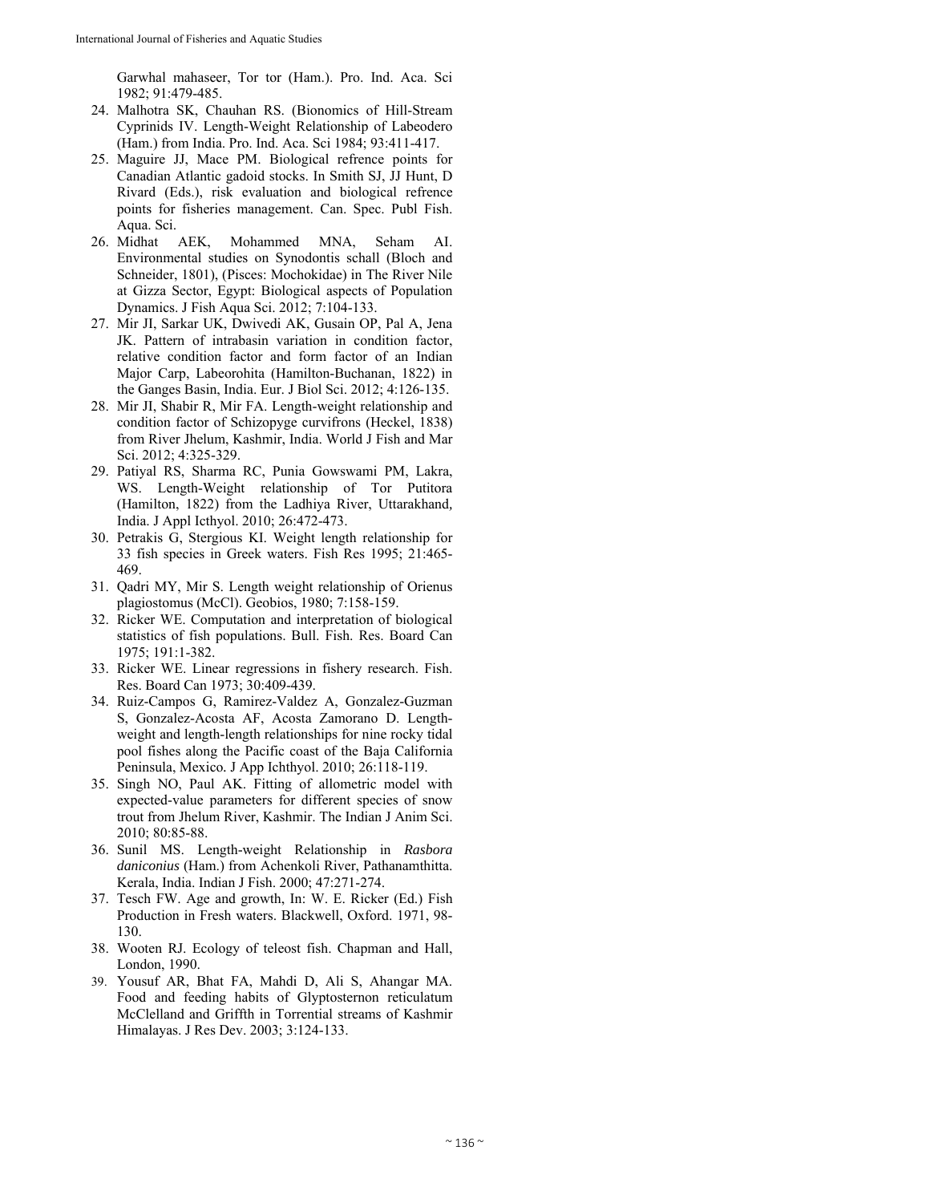Garwhal mahaseer, Tor tor (Ham.). Pro. Ind. Aca. Sci 1982; 91:479-485.

24. Malhotra SK, Chauhan RS. (Bionomics of Hill-Stream Cyprinids IV. Length-Weight Relationship of Labeodero (Ham.) from India. Pro. Ind. Aca. Sci 1984; 93:411-417.
25. Maguire JJ, Mace PM. Biological refrence points for Canadian Atlantic gadoid stocks. In Smith SJ, JJ Hunt, D Rivard (Eds.), risk evaluation and biological refrence points for fisheries management. Can. Spec. Publ Fish. Aqua. Sci.
26. Midhat AEK, Mohammed MNA, Seham AI. Environmental studies on Synodontis schall (Bloch and Schneider, 1801), (Pisces: Mochokidae) in The River Nile at Gizza Sector, Egypt: Biological aspects of Population Dynamics. J Fish Aqua Sci. 2012; 7:104-133.
27. Mir JI, Sarkar UK, Dwivedi AK, Gusain OP, Pal A, Jena JK. Pattern of intrabasin variation in condition factor, relative condition factor and form factor of an Indian Major Carp, Labeorohita (Hamilton-Buchanan, 1822) in the Ganges Basin, India. Eur. J Biol Sci. 2012; 4:126-135.
28. Mir JI, Shabir R, Mir FA. Length-weight relationship and condition factor of Schizopyge curvifrons (Heckel, 1838) from River Jhelum, Kashmir, India. World J Fish and Mar Sci. 2012; 4:325-329.
29. Patiyal RS, Sharma RC, Punia Gowswami PM, Lakra, WS. Length-Weight relationship of Tor Putitora (Hamilton, 1822) from the Ladhiya River, Uttarakhand, India. J Appl Icthyol. 2010; 26:472-473.
30. Petrakis G, Stergious KI. Weight length relationship for 33 fish species in Greek waters. Fish Res 1995; 21:465-469.
31. Qadri MY, Mir S. Length weight relationship of Orienus plagiostomus (McCl). Geobios, 1980; 7:158-159.
32. Ricker WE. Computation and interpretation of biological statistics of fish populations. Bull. Fish. Res. Board Can 1975; 191:1-382.
33. Ricker WE. Linear regressions in fishery research. Fish. Res. Board Can 1973; 30:409-439.
34. Ruiz-Campos G, Ramirez-Valdez A, Gonzalez-Guzman S, Gonzalez-Acosta AF, Acosta Zamorano D. Length-weight and length-length relationships for nine rocky tidal pool fishes along the Pacific coast of the Baja California Peninsula, Mexico. J App Ichthyol. 2010; 26:118-119.
35. Singh NO, Paul AK. Fitting of allometric model with expected-value parameters for different species of snow trout from Jhelum River, Kashmir. The Indian J Anim Sci. 2010; 80:85-88.
36. Sunil MS. Length-weight Relationship in *Rasbora daniconius* (Ham.) from Achenkoli River, Pathanamthitta. Kerala, India. Indian J Fish. 2000; 47:271-274.
37. Tesch FW. Age and growth, In: W. E. Ricker (Ed.) Fish Production in Fresh waters. Blackwell, Oxford. 1971, 98-130.
38. Wooten RJ. Ecology of teleost fish. Chapman and Hall, London, 1990.
39. Yousuf AR, Bhat FA, Mahdi D, Ali S, Ahangar MA. Food and feeding habits of Glyptosternon reticulatum McClelland and Griffth in Torrential streams of Kashmir Himalayas. J Res Dev. 2003; 3:124-133.